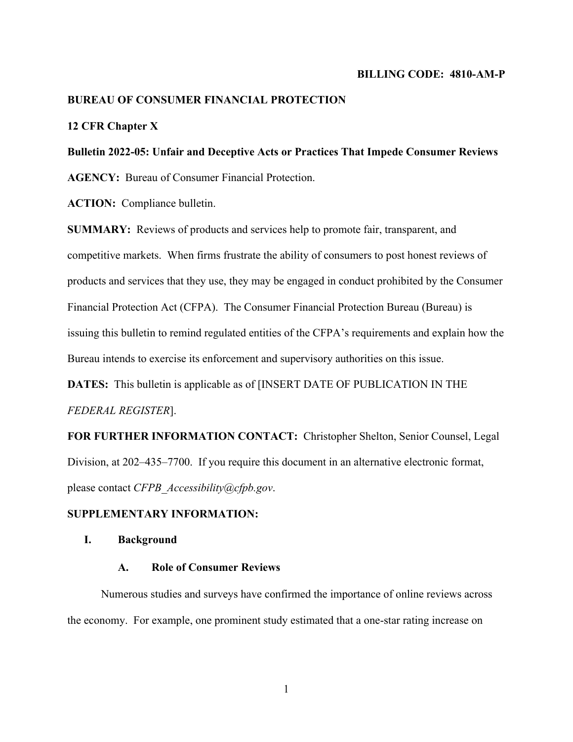**BILLING CODE: 4810-AM-P**

**BUREAU OF CONSUMER FINANCIAL PROTECTION**

**12 CFR Chapter X**

**Bulletin 2022-05: Unfair and Deceptive Acts or Practices That Impede Consumer Reviews**

**AGENCY:** Bureau of Consumer Financial Protection.

**ACTION:** Compliance bulletin.

**SUMMARY:** Reviews of products and services help to promote fair, transparent, and competitive markets. When firms frustrate the ability of consumers to post honest reviews of products and services that they use, they may be engaged in conduct prohibited by the Consumer Financial Protection Act (CFPA). The Consumer Financial Protection Bureau (Bureau) is issuing this bulletin to remind regulated entities of the CFPA's requirements and explain how the Bureau intends to exercise its enforcement and supervisory authorities on this issue.

**DATES:** This bulletin is applicable as of [INSERT DATE OF PUBLICATION IN THE *FEDERAL REGISTER*].

**FOR FURTHER INFORMATION CONTACT:** Christopher Shelton, Senior Counsel, Legal Division, at 202–435–7700. If you require this document in an alternative electronic format, please contact *CFPB_Accessibility@cfpb.gov*.

**SUPPLEMENTARY INFORMATION:**

## I. Background

### A. Role of Consumer Reviews

Numerous studies and surveys have confirmed the importance of online reviews across the economy. For example, one prominent study estimated that a one-star rating increase on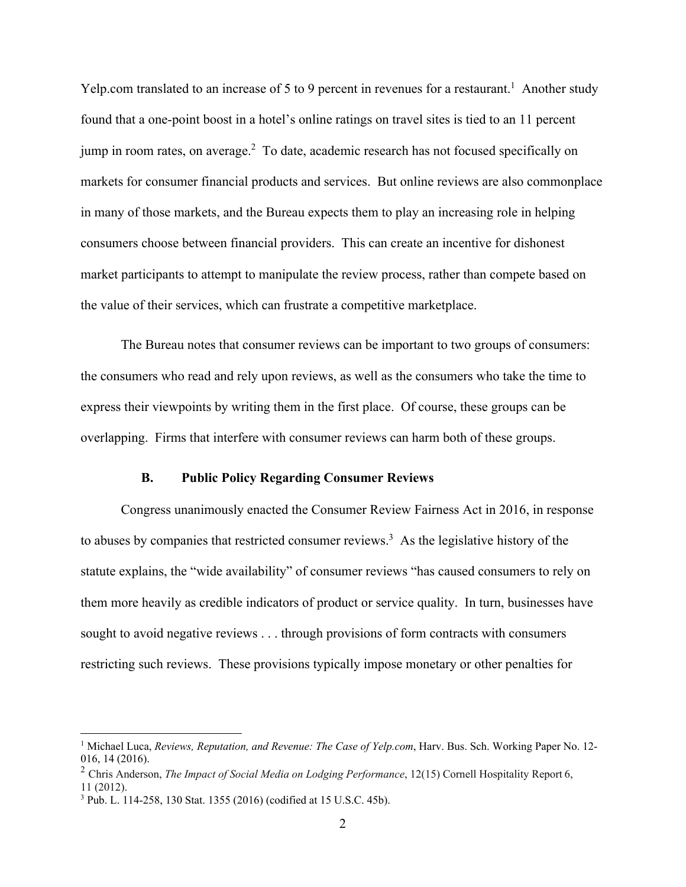Yelp.com translated to an increase of 5 to 9 percent in revenues for a restaurant.[1] Another study found that a one-point boost in a hotel's online ratings on travel sites is tied to an 11 percent jump in room rates, on average.[2] To date, academic research has not focused specifically on markets for consumer financial products and services. But online reviews are also commonplace in many of those markets, and the Bureau expects them to play an increasing role in helping consumers choose between financial providers. This can create an incentive for dishonest market participants to attempt to manipulate the review process, rather than compete based on the value of their services, which can frustrate a competitive marketplace.

The Bureau notes that consumer reviews can be important to two groups of consumers: the consumers who read and rely upon reviews, as well as the consumers who take the time to express their viewpoints by writing them in the first place. Of course, these groups can be overlapping. Firms that interfere with consumer reviews can harm both of these groups.

### B. Public Policy Regarding Consumer Reviews

Congress unanimously enacted the Consumer Review Fairness Act in 2016, in response to abuses by companies that restricted consumer reviews.[3] As the legislative history of the statute explains, the "wide availability" of consumer reviews "has caused consumers to rely on them more heavily as credible indicators of product or service quality. In turn, businesses have sought to avoid negative reviews . . . through provisions of form contracts with consumers restricting such reviews. These provisions typically impose monetary or other penalties for

---

[1] Michael Luca, *Reviews, Reputation, and Revenue: The Case of Yelp.com*, Harv. Bus. Sch. Working Paper No. 12-016, 14 (2016).

[2] Chris Anderson, *The Impact of Social Media on Lodging Performance*, 12(15) Cornell Hospitality Report 6, 11 (2012).

[3] Pub. L. 114-258, 130 Stat. 1355 (2016) (codified at 15 U.S.C. 45b).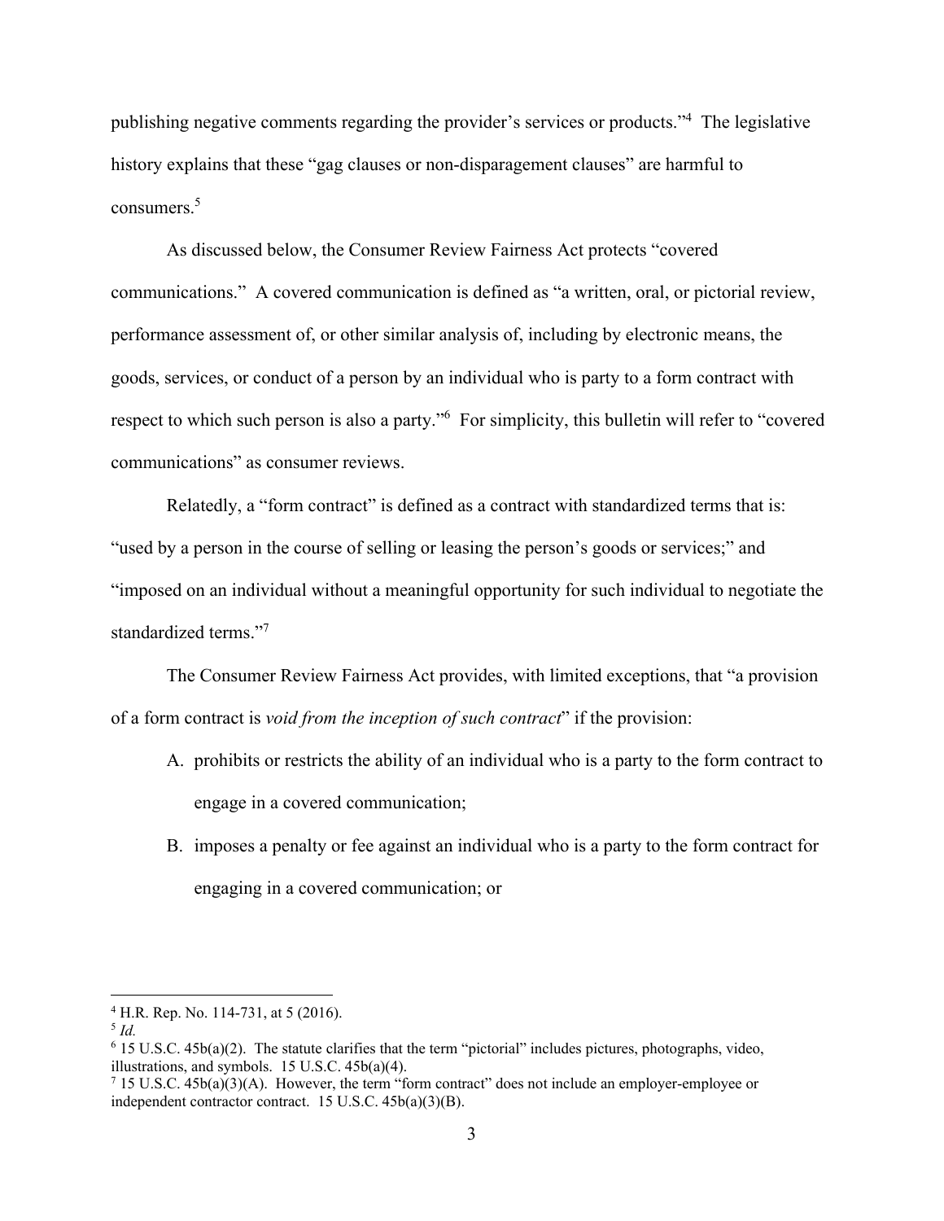publishing negative comments regarding the provider's services or products."[4] The legislative history explains that these "gag clauses or non-disparagement clauses" are harmful to consumers.[5]

As discussed below, the Consumer Review Fairness Act protects "covered communications." A covered communication is defined as "a written, oral, or pictorial review, performance assessment of, or other similar analysis of, including by electronic means, the goods, services, or conduct of a person by an individual who is party to a form contract with respect to which such person is also a party."[6] For simplicity, this bulletin will refer to "covered communications" as consumer reviews.

Relatedly, a "form contract" is defined as a contract with standardized terms that is: "used by a person in the course of selling or leasing the person's goods or services;" and "imposed on an individual without a meaningful opportunity for such individual to negotiate the standardized terms."[7]

The Consumer Review Fairness Act provides, with limited exceptions, that "a provision of a form contract is *void from the inception of such contract*" if the provision:

A. prohibits or restricts the ability of an individual who is a party to the form contract to engage in a covered communication;

B. imposes a penalty or fee against an individual who is a party to the form contract for engaging in a covered communication; or

---

[4] H.R. Rep. No. 114-731, at 5 (2016).

[5] *Id.*

[6] 15 U.S.C. 45b(a)(2). The statute clarifies that the term "pictorial" includes pictures, photographs, video, illustrations, and symbols. 15 U.S.C. 45b(a)(4).

[7] 15 U.S.C. 45b(a)(3)(A). However, the term "form contract" does not include an employer-employee or independent contractor contract. 15 U.S.C. 45b(a)(3)(B).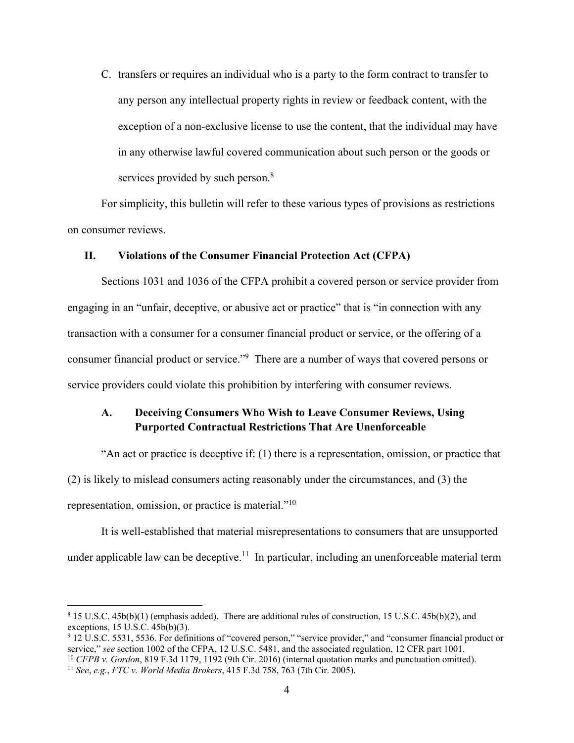C. transfers or requires an individual who is a party to the form contract to transfer to any person any intellectual property rights in review or feedback content, with the exception of a non-exclusive license to use the content, that the individual may have in any otherwise lawful covered communication about such person or the goods or services provided by such person.[8]

For simplicity, this bulletin will refer to these various types of provisions as restrictions on consumer reviews.

## II. Violations of the Consumer Financial Protection Act (CFPA)

Sections 1031 and 1036 of the CFPA prohibit a covered person or service provider from engaging in an "unfair, deceptive, or abusive act or practice" that is "in connection with any transaction with a consumer for a consumer financial product or service, or the offering of a consumer financial product or service."[9] There are a number of ways that covered persons or service providers could violate this prohibition by interfering with consumer reviews.

### A. Deceiving Consumers Who Wish to Leave Consumer Reviews, Using Purported Contractual Restrictions That Are Unenforceable

"An act or practice is deceptive if: (1) there is a representation, omission, or practice that (2) is likely to mislead consumers acting reasonably under the circumstances, and (3) the representation, omission, or practice is material."[10]

It is well-established that material misrepresentations to consumers that are unsupported under applicable law can be deceptive.[11] In particular, including an unenforceable material term

---

[8] 15 U.S.C. 45b(b)(1) (emphasis added). There are additional rules of construction, 15 U.S.C. 45b(b)(2), and exceptions, 15 U.S.C. 45b(b)(3).

[9] 12 U.S.C. 5531, 5536. For definitions of "covered person," "service provider," and "consumer financial product or service," *see* section 1002 of the CFPA, 12 U.S.C. 5481, and the associated regulation, 12 CFR part 1001.

[10] *CFPB v. Gordon*, 819 F.3d 1179, 1192 (9th Cir. 2016) (internal quotation marks and punctuation omitted).

[11] *See*, *e.g.*, *FTC v. World Media Brokers*, 415 F.3d 758, 763 (7th Cir. 2005).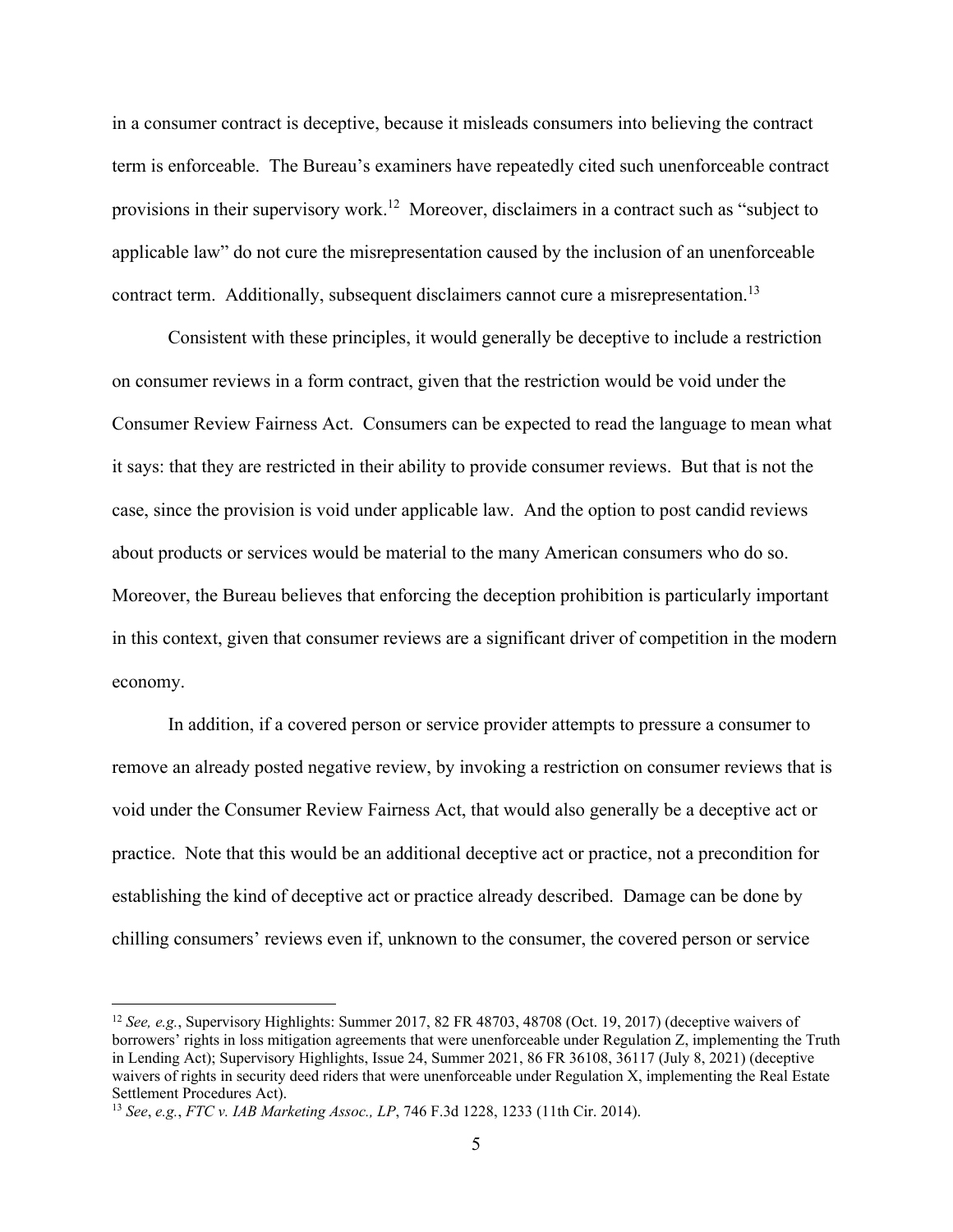in a consumer contract is deceptive, because it misleads consumers into believing the contract term is enforceable. The Bureau's examiners have repeatedly cited such unenforceable contract provisions in their supervisory work.[12] Moreover, disclaimers in a contract such as "subject to applicable law" do not cure the misrepresentation caused by the inclusion of an unenforceable contract term. Additionally, subsequent disclaimers cannot cure a misrepresentation.[13]

Consistent with these principles, it would generally be deceptive to include a restriction on consumer reviews in a form contract, given that the restriction would be void under the Consumer Review Fairness Act. Consumers can be expected to read the language to mean what it says: that they are restricted in their ability to provide consumer reviews. But that is not the case, since the provision is void under applicable law. And the option to post candid reviews about products or services would be material to the many American consumers who do so. Moreover, the Bureau believes that enforcing the deception prohibition is particularly important in this context, given that consumer reviews are a significant driver of competition in the modern economy.

In addition, if a covered person or service provider attempts to pressure a consumer to remove an already posted negative review, by invoking a restriction on consumer reviews that is void under the Consumer Review Fairness Act, that would also generally be a deceptive act or practice. Note that this would be an additional deceptive act or practice, not a precondition for establishing the kind of deceptive act or practice already described. Damage can be done by chilling consumers' reviews even if, unknown to the consumer, the covered person or service

---

[12] *See, e.g.*, Supervisory Highlights: Summer 2017, 82 FR 48703, 48708 (Oct. 19, 2017) (deceptive waivers of borrowers' rights in loss mitigation agreements that were unenforceable under Regulation Z, implementing the Truth in Lending Act); Supervisory Highlights, Issue 24, Summer 2021, 86 FR 36108, 36117 (July 8, 2021) (deceptive waivers of rights in security deed riders that were unenforceable under Regulation X, implementing the Real Estate Settlement Procedures Act).

[13] *See*, *e.g.*, *FTC v. IAB Marketing Assoc., LP*, 746 F.3d 1228, 1233 (11th Cir. 2014).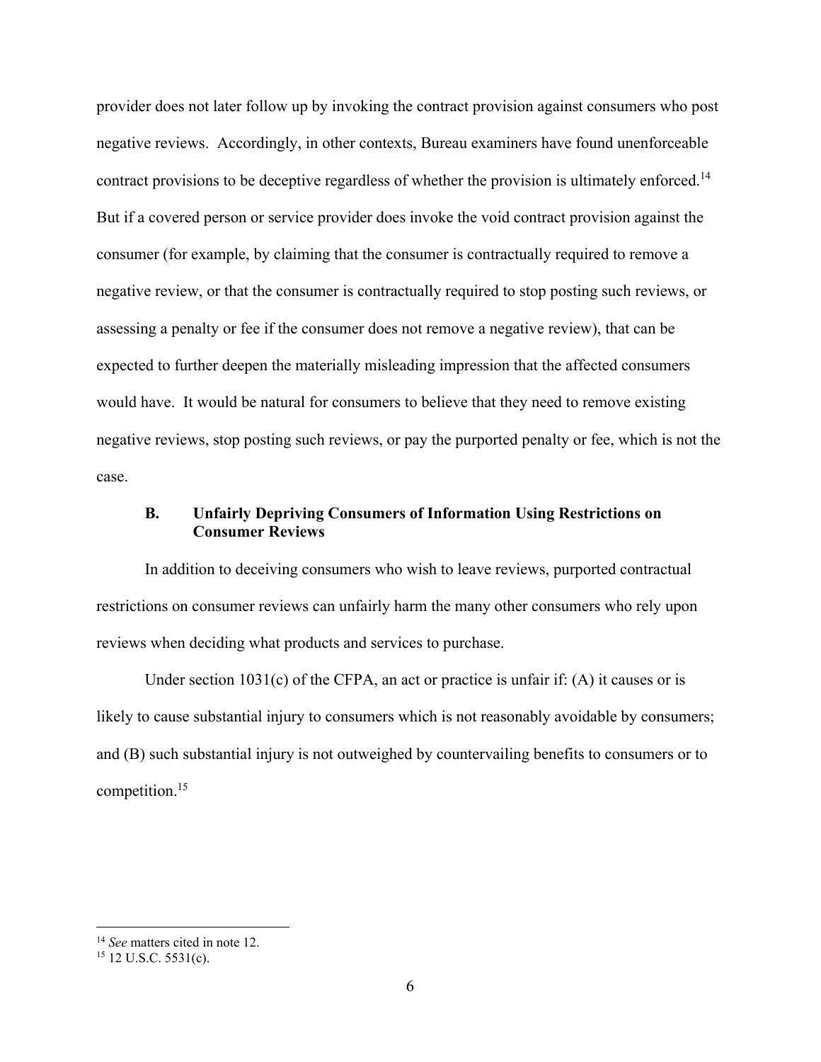provider does not later follow up by invoking the contract provision against consumers who post negative reviews. Accordingly, in other contexts, Bureau examiners have found unenforceable contract provisions to be deceptive regardless of whether the provision is ultimately enforced.[14] But if a covered person or service provider does invoke the void contract provision against the consumer (for example, by claiming that the consumer is contractually required to remove a negative review, or that the consumer is contractually required to stop posting such reviews, or assessing a penalty or fee if the consumer does not remove a negative review), that can be expected to further deepen the materially misleading impression that the affected consumers would have. It would be natural for consumers to believe that they need to remove existing negative reviews, stop posting such reviews, or pay the purported penalty or fee, which is not the case.

### B. Unfairly Depriving Consumers of Information Using Restrictions on Consumer Reviews

In addition to deceiving consumers who wish to leave reviews, purported contractual restrictions on consumer reviews can unfairly harm the many other consumers who rely upon reviews when deciding what products and services to purchase.

Under section 1031(c) of the CFPA, an act or practice is unfair if: (A) it causes or is likely to cause substantial injury to consumers which is not reasonably avoidable by consumers; and (B) such substantial injury is not outweighed by countervailing benefits to consumers or to competition.[15]

---

[14] *See* matters cited in note 12.

[15] 12 U.S.C. 5531(c).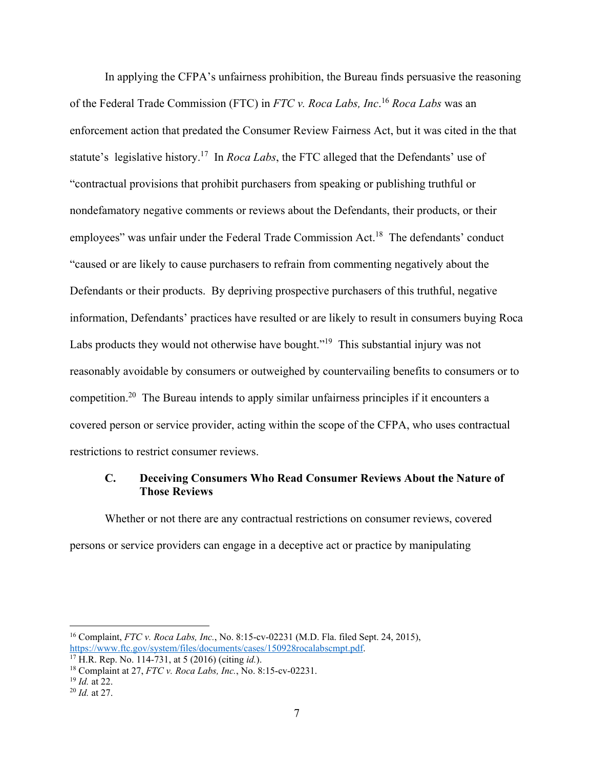In applying the CFPA's unfairness prohibition, the Bureau finds persuasive the reasoning of the Federal Trade Commission (FTC) in *FTC v. Roca Labs, Inc*.[16] *Roca Labs* was an enforcement action that predated the Consumer Review Fairness Act, but it was cited in the that statute's legislative history.[17] In *Roca Labs*, the FTC alleged that the Defendants' use of "contractual provisions that prohibit purchasers from speaking or publishing truthful or nondefamatory negative comments or reviews about the Defendants, their products, or their employees" was unfair under the Federal Trade Commission Act.[18] The defendants' conduct "caused or are likely to cause purchasers to refrain from commenting negatively about the Defendants or their products. By depriving prospective purchasers of this truthful, negative information, Defendants' practices have resulted or are likely to result in consumers buying Roca Labs products they would not otherwise have bought."[19] This substantial injury was not reasonably avoidable by consumers or outweighed by countervailing benefits to consumers or to competition.[20] The Bureau intends to apply similar unfairness principles if it encounters a covered person or service provider, acting within the scope of the CFPA, who uses contractual restrictions to restrict consumer reviews.

### C. Deceiving Consumers Who Read Consumer Reviews About the Nature of Those Reviews

Whether or not there are any contractual restrictions on consumer reviews, covered persons or service providers can engage in a deceptive act or practice by manipulating

---

[16] Complaint, *FTC v. Roca Labs, Inc.*, No. 8:15-cv-02231 (M.D. Fla. filed Sept. 24, 2015), https://www.ftc.gov/system/files/documents/cases/150928rocalabscmpt.pdf.

[17] H.R. Rep. No. 114-731, at 5 (2016) (citing *id.*).

[18] Complaint at 27, *FTC v. Roca Labs, Inc.*, No. 8:15-cv-02231.

[19] *Id.* at 22.

[20] *Id.* at 27.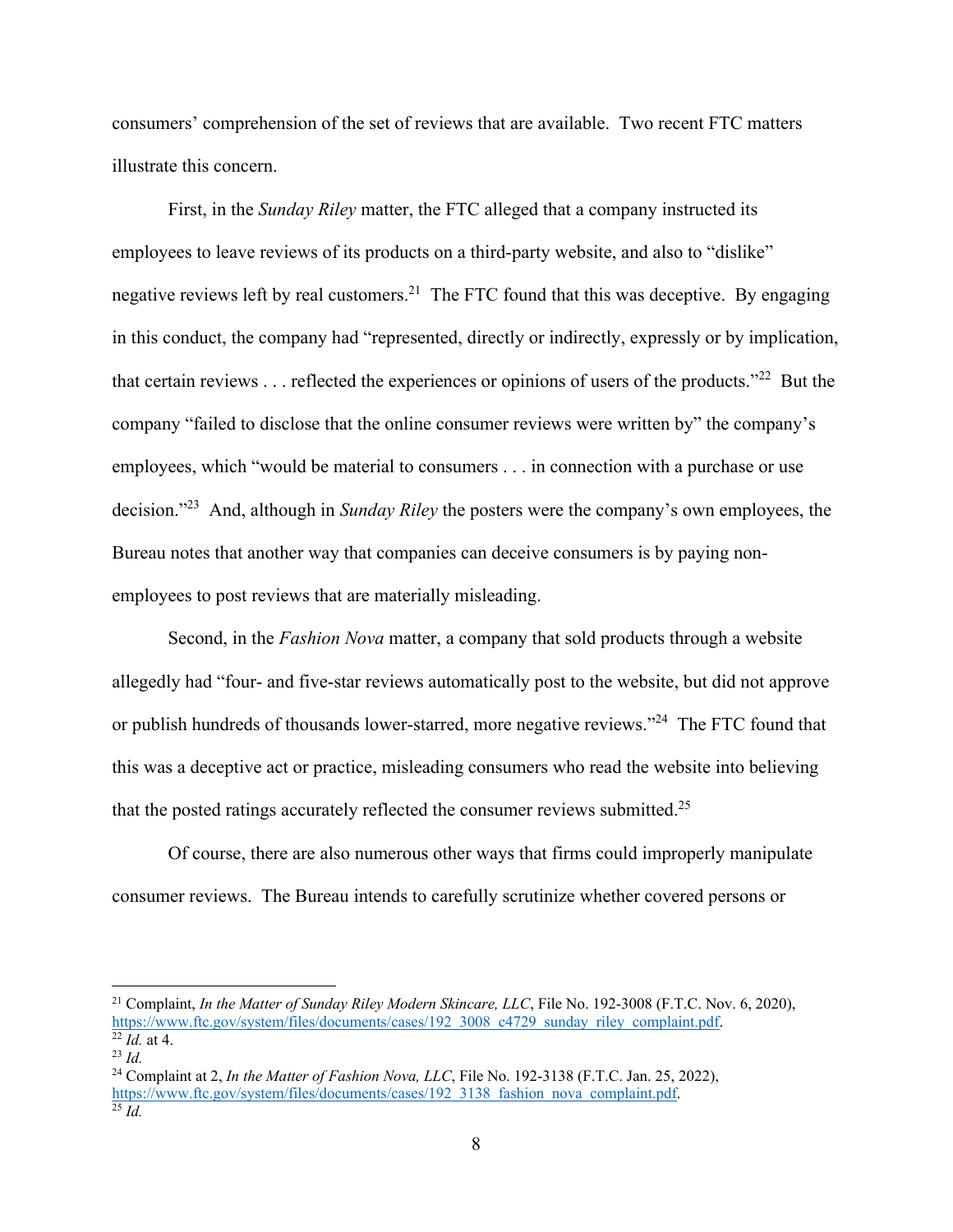consumers' comprehension of the set of reviews that are available. Two recent FTC matters illustrate this concern.

First, in the *Sunday Riley* matter, the FTC alleged that a company instructed its employees to leave reviews of its products on a third-party website, and also to "dislike" negative reviews left by real customers.[21] The FTC found that this was deceptive. By engaging in this conduct, the company had "represented, directly or indirectly, expressly or by implication, that certain reviews . . . reflected the experiences or opinions of users of the products."[22] But the company "failed to disclose that the online consumer reviews were written by" the company's employees, which "would be material to consumers . . . in connection with a purchase or use decision."[23] And, although in *Sunday Riley* the posters were the company's own employees, the Bureau notes that another way that companies can deceive consumers is by paying non-employees to post reviews that are materially misleading.

Second, in the *Fashion Nova* matter, a company that sold products through a website allegedly had "four- and five-star reviews automatically post to the website, but did not approve or publish hundreds of thousands lower-starred, more negative reviews."[24] The FTC found that this was a deceptive act or practice, misleading consumers who read the website into believing that the posted ratings accurately reflected the consumer reviews submitted.[25]

Of course, there are also numerous other ways that firms could improperly manipulate consumer reviews. The Bureau intends to carefully scrutinize whether covered persons or

---

[21] Complaint, *In the Matter of Sunday Riley Modern Skincare, LLC*, File No. 192-3008 (F.T.C. Nov. 6, 2020), https://www.ftc.gov/system/files/documents/cases/192_3008_c4729_sunday_riley_complaint.pdf.

[22] *Id.* at 4.

[23] *Id.*

[24] Complaint at 2, *In the Matter of Fashion Nova, LLC*, File No. 192-3138 (F.T.C. Jan. 25, 2022), https://www.ftc.gov/system/files/documents/cases/192_3138_fashion_nova_complaint.pdf.

[25] *Id.*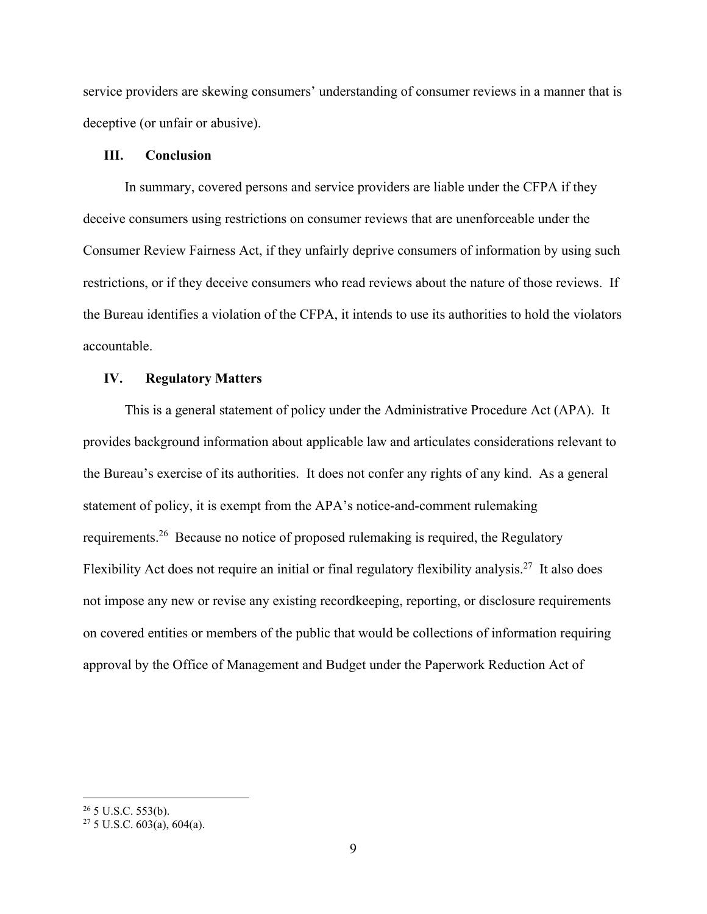service providers are skewing consumers' understanding of consumer reviews in a manner that is deceptive (or unfair or abusive).

## III. Conclusion

In summary, covered persons and service providers are liable under the CFPA if they deceive consumers using restrictions on consumer reviews that are unenforceable under the Consumer Review Fairness Act, if they unfairly deprive consumers of information by using such restrictions, or if they deceive consumers who read reviews about the nature of those reviews. If the Bureau identifies a violation of the CFPA, it intends to use its authorities to hold the violators accountable.

## IV. Regulatory Matters

This is a general statement of policy under the Administrative Procedure Act (APA). It provides background information about applicable law and articulates considerations relevant to the Bureau's exercise of its authorities. It does not confer any rights of any kind. As a general statement of policy, it is exempt from the APA's notice-and-comment rulemaking requirements.[26] Because no notice of proposed rulemaking is required, the Regulatory Flexibility Act does not require an initial or final regulatory flexibility analysis.[27] It also does not impose any new or revise any existing recordkeeping, reporting, or disclosure requirements on covered entities or members of the public that would be collections of information requiring approval by the Office of Management and Budget under the Paperwork Reduction Act of

---

[26] 5 U.S.C. 553(b).

[27] 5 U.S.C. 603(a), 604(a).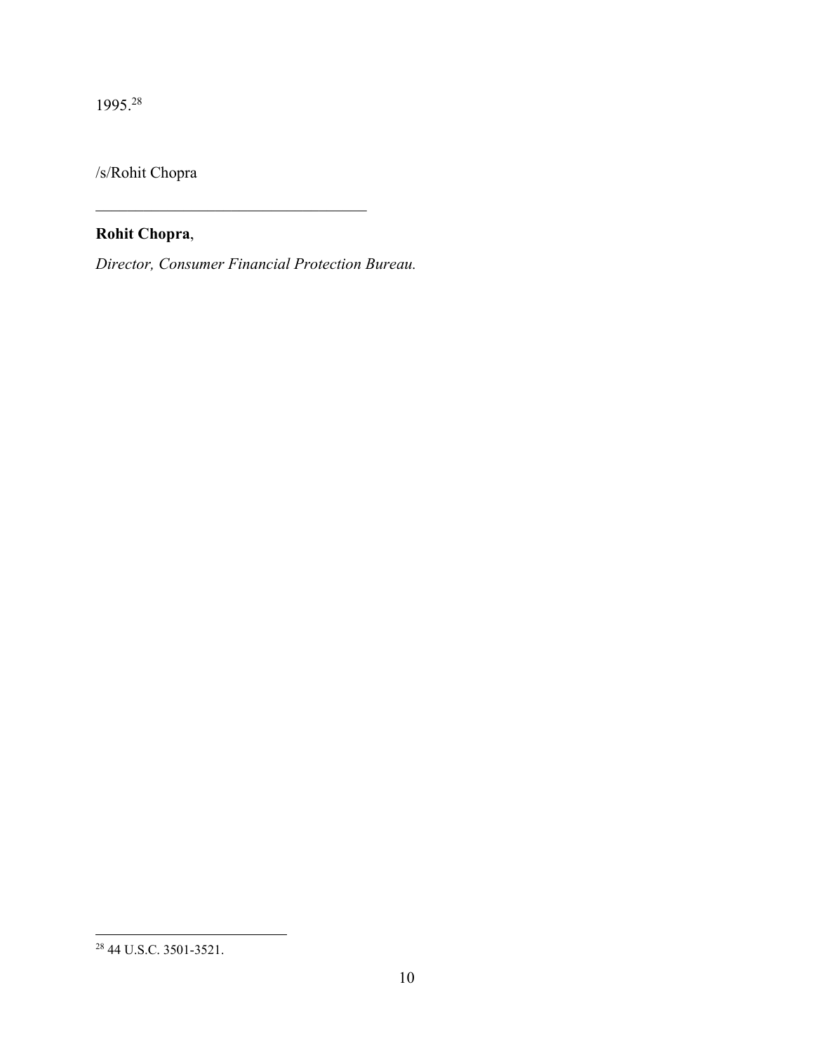1995.[28]

/s/Rohit Chopra

\_\_\_\_\_\_\_\_\_\_\_\_\_\_\_\_\_\_\_\_\_\_\_\_\_\_\_\_\_\_\_\_\_\_\_

**Rohit Chopra**,

*Director, Consumer Financial Protection Bureau.*

---

[28] 44 U.S.C. 3501-3521.